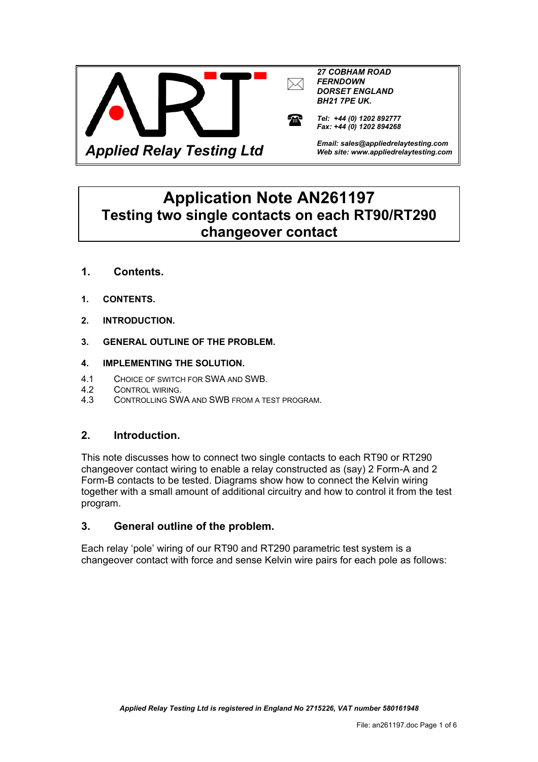**Applied Relay Testing Ltd**

*27 COBHAM ROAD*
*FERNDOWN*
*DORSET ENGLAND*
*BH21 7PE UK.*

*Tel: +44 (0) 1202 892777*
*Fax: +44 (0) 1202 894268*

*Email: sales@appliedrelaytesting.com*
*Web site: www.appliedrelaytesting.com*

# Application Note AN261197
# Testing two single contacts on each RT90/RT290 changeover contact

## 1. Contents.

1. CONTENTS.
2. INTRODUCTION.
3. GENERAL OUTLINE OF THE PROBLEM.
4. IMPLEMENTING THE SOLUTION.
   - 4.1 CHOICE OF SWITCH FOR SWA AND SWB.
   - 4.2 CONTROL WIRING.
   - 4.3 CONTROLLING SWA AND SWB FROM A TEST PROGRAM.

## 2. Introduction.

This note discusses how to connect two single contacts to each RT90 or RT290 changeover contact wiring to enable a relay constructed as (say) 2 Form-A and 2 Form-B contacts to be tested. Diagrams show how to connect the Kelvin wiring together with a small amount of additional circuitry and how to control it from the test program.

## 3. General outline of the problem.

Each relay 'pole' wiring of our RT90 and RT290 parametric test system is a changeover contact with force and sense Kelvin wire pairs for each pole as follows:

*Applied Relay Testing Ltd is registered in England No 2715226, VAT number 580161948*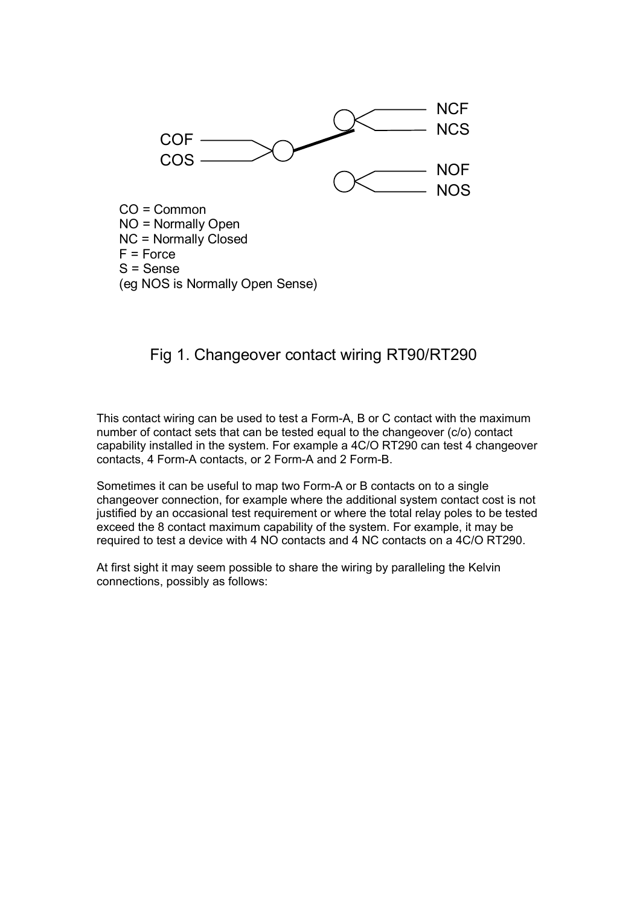COF
COS

NCF
NCS

NOF
NOS

CO = Common
NO = Normally Open
NC = Normally Closed
F = Force
S = Sense
(eg NOS is Normally Open Sense)

Fig 1. Changeover contact wiring RT90/RT290

This contact wiring can be used to test a Form-A, B or C contact with the maximum number of contact sets that can be tested equal to the changeover (c/o) contact capability installed in the system. For example a 4C/O RT290 can test 4 changeover contacts, 4 Form-A contacts, or 2 Form-A and 2 Form-B.

Sometimes it can be useful to map two Form-A or B contacts on to a single changeover connection, for example where the additional system contact cost is not justified by an occasional test requirement or where the total relay poles to be tested exceed the 8 contact maximum capability of the system. For example, it may be required to test a device with 4 NO contacts and 4 NC contacts on a 4C/O RT290.

At first sight it may seem possible to share the wiring by paralleling the Kelvin connections, possibly as follows: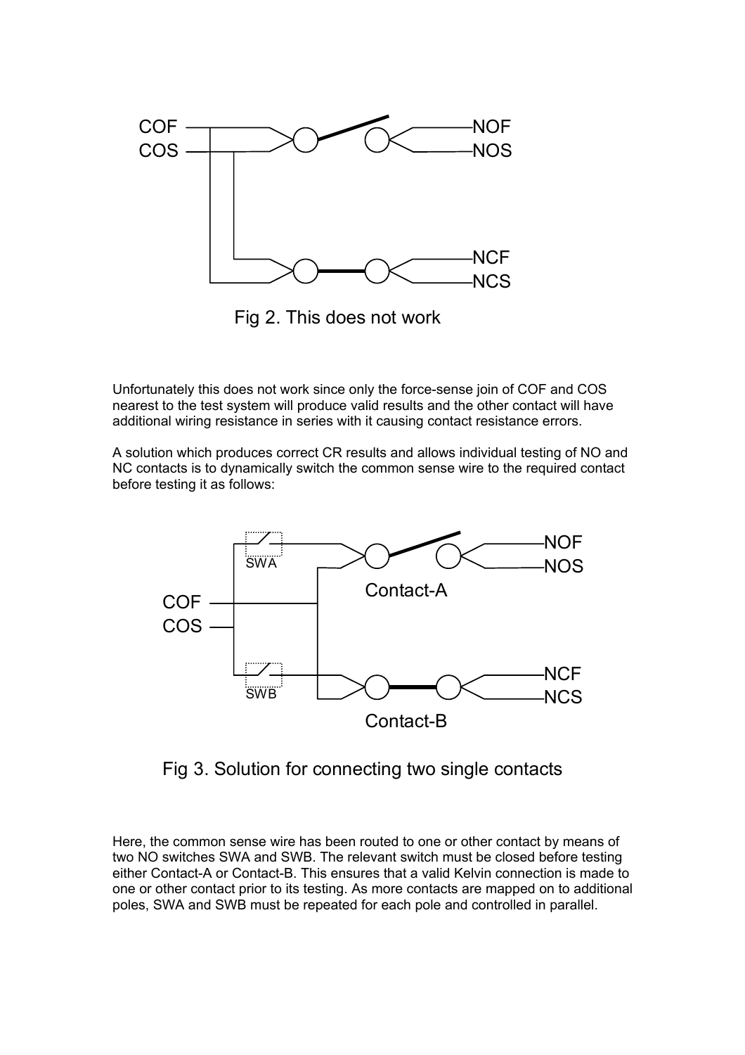Fig 2. This does not work

Unfortunately this does not work since only the force-sense join of COF and COS nearest to the test system will produce valid results and the other contact will have additional wiring resistance in series with it causing contact resistance errors.

A solution which produces correct CR results and allows individual testing of NO and NC contacts is to dynamically switch the common sense wire to the required contact before testing it as follows:

Fig 3. Solution for connecting two single contacts

Here, the common sense wire has been routed to one or other contact by means of two NO switches SWA and SWB. The relevant switch must be closed before testing either Contact-A or Contact-B. This ensures that a valid Kelvin connection is made to one or other contact prior to its testing. As more contacts are mapped on to additional poles, SWA and SWB must be repeated for each pole and controlled in parallel.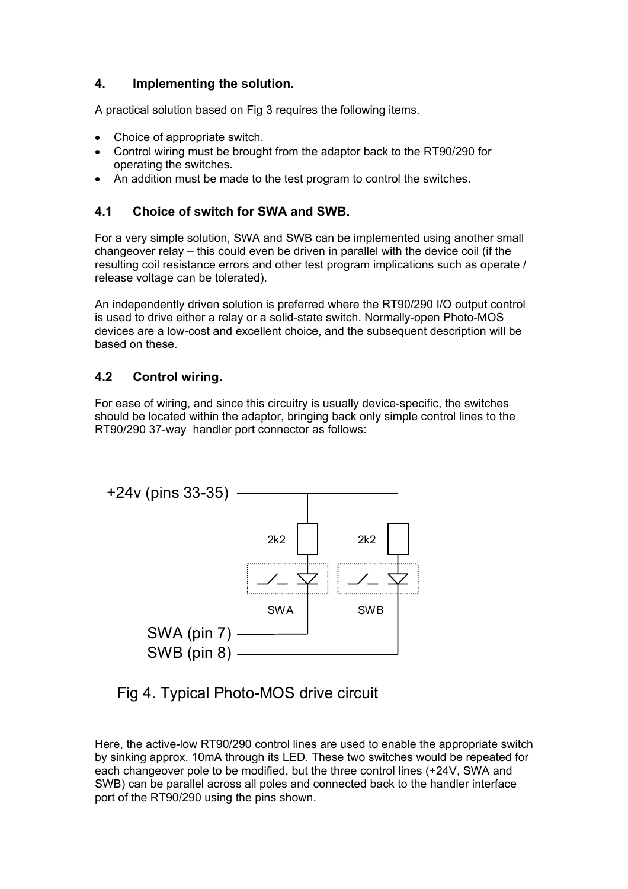## 4. Implementing the solution.

A practical solution based on Fig 3 requires the following items.

- Choice of appropriate switch.
- Control wiring must be brought from the adaptor back to the RT90/290 for operating the switches.
- An addition must be made to the test program to control the switches.

### 4.1 Choice of switch for SWA and SWB.

For a very simple solution, SWA and SWB can be implemented using another small changeover relay – this could even be driven in parallel with the device coil (if the resulting coil resistance errors and other test program implications such as operate / release voltage can be tolerated).

An independently driven solution is preferred where the RT90/290 I/O output control is used to drive either a relay or a solid-state switch. Normally-open Photo-MOS devices are a low-cost and excellent choice, and the subsequent description will be based on these.

### 4.2 Control wiring.

For ease of wiring, and since this circuitry is usually device-specific, the switches should be located within the adaptor, bringing back only simple control lines to the RT90/290 37-way handler port connector as follows:

+24v (pins 33-35)

2k2 2k2

SWA SWB

SWA (pin 7)

SWB (pin 8)

Fig 4. Typical Photo-MOS drive circuit

Here, the active-low RT90/290 control lines are used to enable the appropriate switch by sinking approx. 10mA through its LED. These two switches would be repeated for each changeover pole to be modified, but the three control lines (+24V, SWA and SWB) can be parallel across all poles and connected back to the handler interface port of the RT90/290 using the pins shown.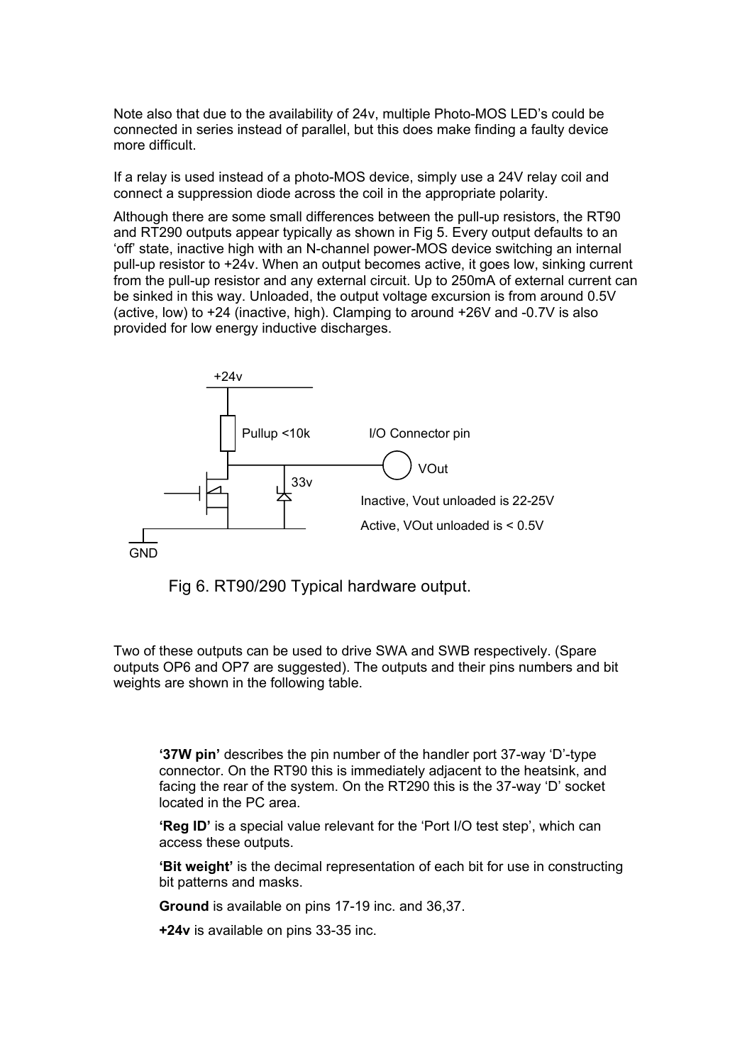Note also that due to the availability of 24v, multiple Photo-MOS LED's could be connected in series instead of parallel, but this does make finding a faulty device more difficult.

If a relay is used instead of a photo-MOS device, simply use a 24V relay coil and connect a suppression diode across the coil in the appropriate polarity.

Although there are some small differences between the pull-up resistors, the RT90 and RT290 outputs appear typically as shown in Fig 5. Every output defaults to an 'off' state, inactive high with an N-channel power-MOS device switching an internal pull-up resistor to +24v. When an output becomes active, it goes low, sinking current from the pull-up resistor and any external circuit. Up to 250mA of external current can be sinked in this way. Unloaded, the output voltage excursion is from around 0.5V (active, low) to +24 (inactive, high). Clamping to around +26V and -0.7V is also provided for low energy inductive discharges.

+24v

Pullup <10k

I/O Connector pin

VOut

33v

Inactive, Vout unloaded is 22-25V

Active, VOut unloaded is < 0.5V

GND

Fig 6. RT90/290 Typical hardware output.

Two of these outputs can be used to drive SWA and SWB respectively. (Spare outputs OP6 and OP7 are suggested). The outputs and their pins numbers and bit weights are shown in the following table.

**'37W pin'** describes the pin number of the handler port 37-way 'D'-type connector. On the RT90 this is immediately adjacent to the heatsink, and facing the rear of the system. On the RT290 this is the 37-way 'D' socket located in the PC area.

**'Reg ID'** is a special value relevant for the 'Port I/O test step', which can access these outputs.

**'Bit weight'** is the decimal representation of each bit for use in constructing bit patterns and masks.

**Ground** is available on pins 17-19 inc. and 36,37.

**+24v** is available on pins 33-35 inc.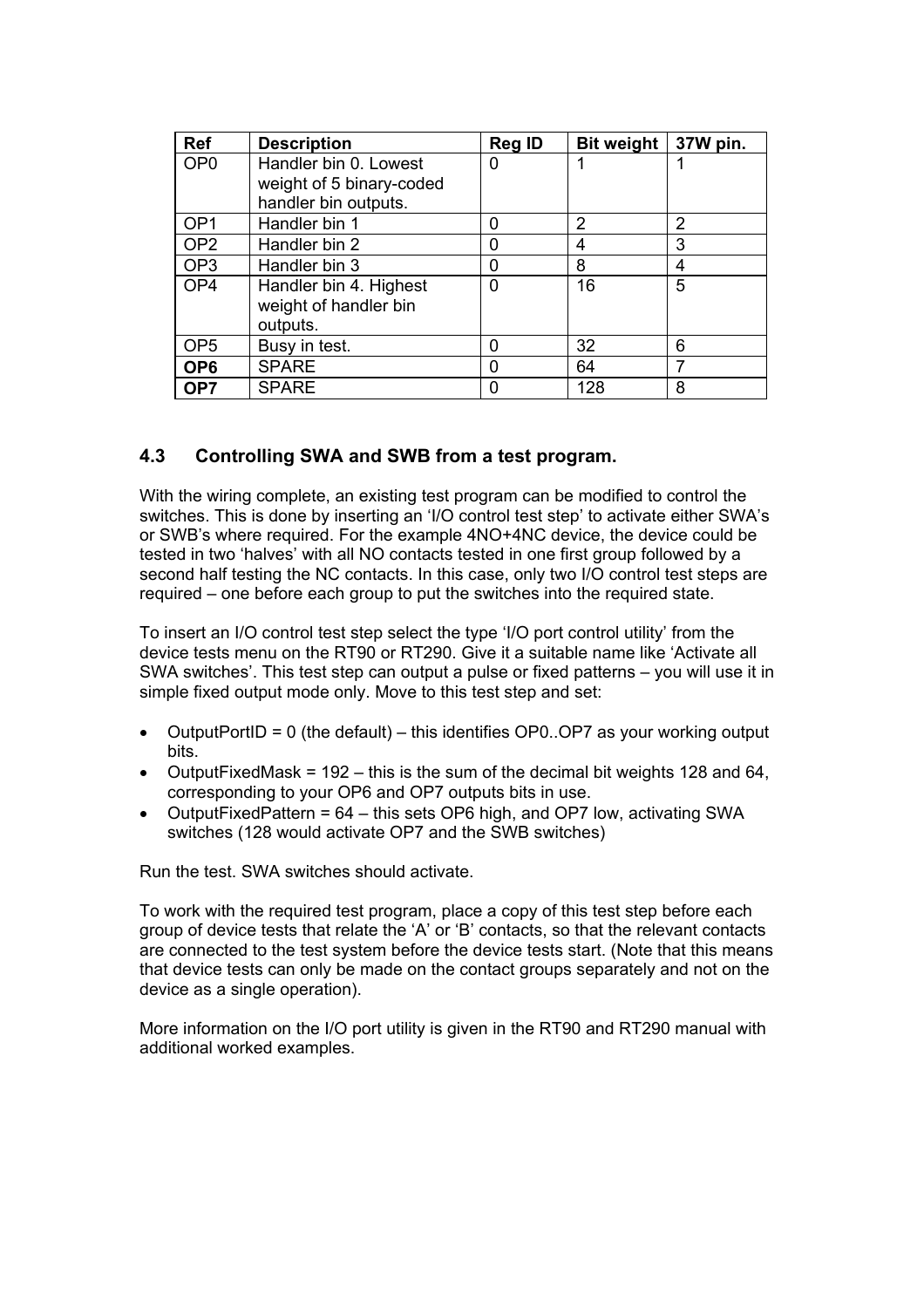| Ref | Description | Reg ID | Bit weight | 37W pin. |
|---|---|---|---|---|
| OP0 | Handler bin 0. Lowest weight of 5 binary-coded handler bin outputs. | 0 | 1 | 1 |
| OP1 | Handler bin 1 | 0 | 2 | 2 |
| OP2 | Handler bin 2 | 0 | 4 | 3 |
| OP3 | Handler bin 3 | 0 | 8 | 4 |
| OP4 | Handler bin 4. Highest weight of handler bin outputs. | 0 | 16 | 5 |
| OP5 | Busy in test. | 0 | 32 | 6 |
| **OP6** | SPARE | 0 | 64 | 7 |
| **OP7** | SPARE | 0 | 128 | 8 |

## 4.3 Controlling SWA and SWB from a test program.

With the wiring complete, an existing test program can be modified to control the switches. This is done by inserting an 'I/O control test step' to activate either SWA's or SWB's where required. For the example 4NO+4NC device, the device could be tested in two 'halves' with all NO contacts tested in one first group followed by a second half testing the NC contacts. In this case, only two I/O control test steps are required – one before each group to put the switches into the required state.

To insert an I/O control test step select the type 'I/O port control utility' from the device tests menu on the RT90 or RT290. Give it a suitable name like 'Activate all SWA switches'. This test step can output a pulse or fixed patterns – you will use it in simple fixed output mode only. Move to this test step and set:

- OutputPortID = 0 (the default) – this identifies OP0..OP7 as your working output bits.
- OutputFixedMask = 192 – this is the sum of the decimal bit weights 128 and 64, corresponding to your OP6 and OP7 outputs bits in use.
- OutputFixedPattern = 64 – this sets OP6 high, and OP7 low, activating SWA switches (128 would activate OP7 and the SWB switches)

Run the test. SWA switches should activate.

To work with the required test program, place a copy of this test step before each group of device tests that relate the 'A' or 'B' contacts, so that the relevant contacts are connected to the test system before the device tests start. (Note that this means that device tests can only be made on the contact groups separately and not on the device as a single operation).

More information on the I/O port utility is given in the RT90 and RT290 manual with additional worked examples.